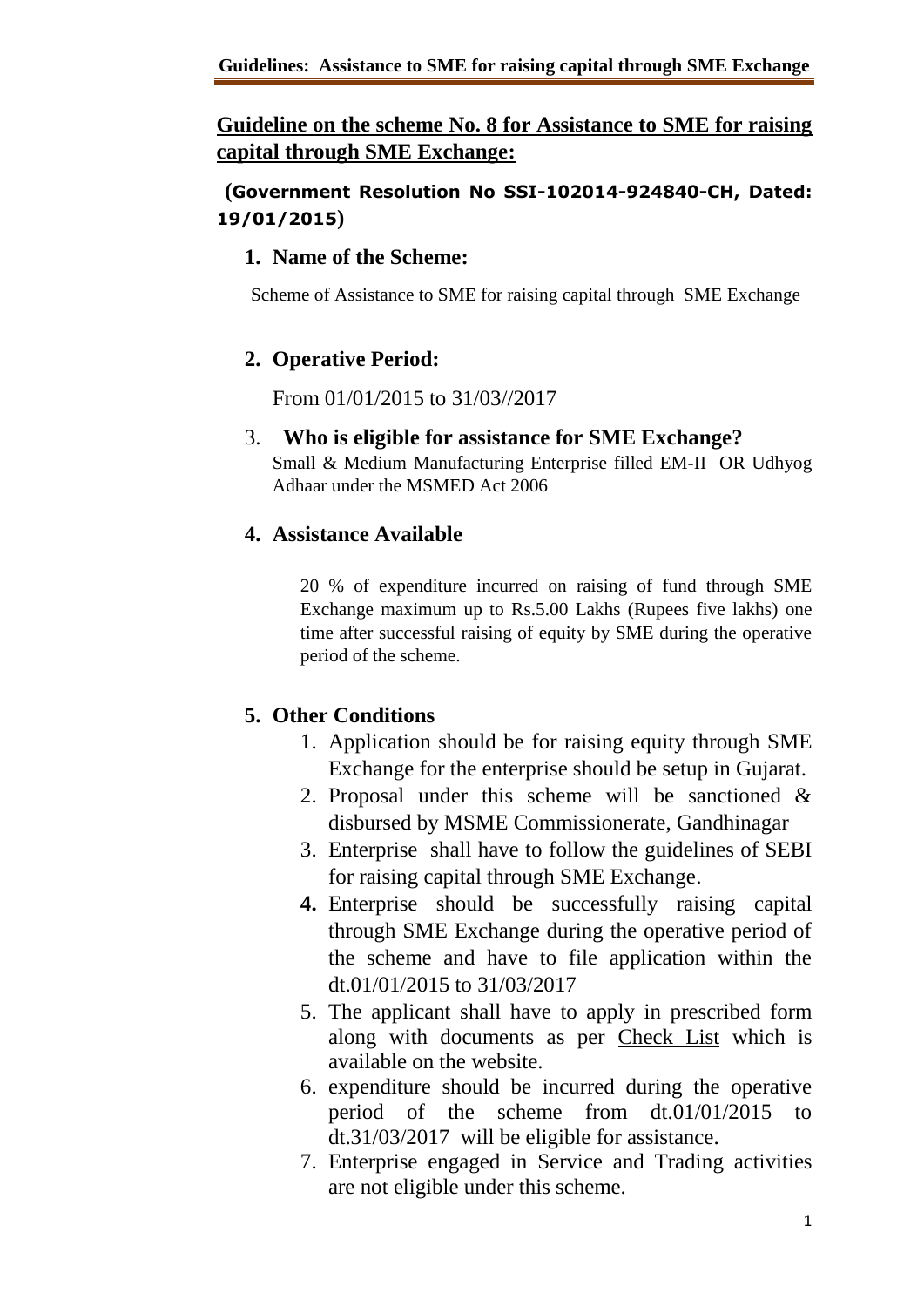# Guideline on the scheme No. 8 for Assistance to SME for raising capital through SME Exchange:

**(Government Resolution No SSI-102014-924840-CH, Dated: 19/01/2015)**

## 1. Name of the Scheme:

Scheme of Assistance to SME for raising capital through SME Exchange

## 2. Operative Period:

From 01/01/2015 to 31/03//2017

## 3. Who is eligible for assistance for SME Exchange?

Small & Medium Manufacturing Enterprise filled EM-II OR Udhyog Adhaar under the MSMED Act 2006

## 4. Assistance Available

20 % of expenditure incurred on raising of fund through SME Exchange maximum up to Rs.5.00 Lakhs (Rupees five lakhs) one time after successful raising of equity by SME during the operative period of the scheme.

## 5. Other Conditions

1. Application should be for raising equity through SME Exchange for the enterprise should be setup in Gujarat.
2. Proposal under this scheme will be sanctioned & disbursed by MSME Commissionerate, Gandhinagar
3. Enterprise shall have to follow the guidelines of SEBI for raising capital through SME Exchange.
4. Enterprise should be successfully raising capital through SME Exchange during the operative period of the scheme and have to file application within the dt.01/01/2015 to 31/03/2017
5. The applicant shall have to apply in prescribed form along with documents as per Check List which is available on the website.
6. expenditure should be incurred during the operative period of the scheme from dt.01/01/2015 to dt.31/03/2017 will be eligible for assistance.
7. Enterprise engaged in Service and Trading activities are not eligible under this scheme.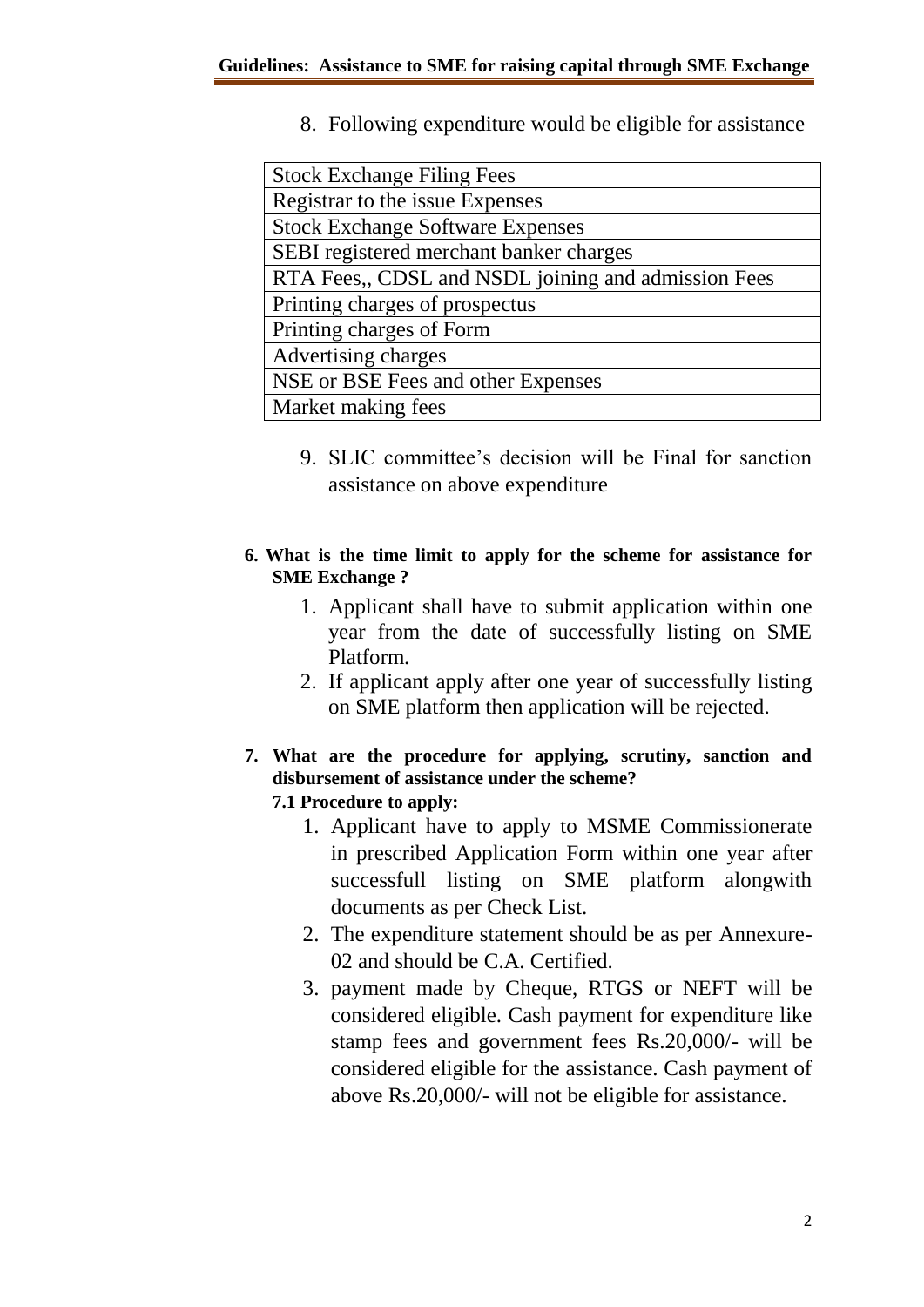8. Following expenditure would be eligible for assistance

| Stock Exchange Filing Fees |
|---|
| Registrar to the issue Expenses |
| Stock Exchange Software Expenses |
| SEBI registered merchant banker charges |
| RTA Fees,, CDSL and NSDL joining and admission Fees |
| Printing charges of prospectus |
| Printing charges of Form |
| Advertising charges |
| NSE or BSE Fees and other Expenses |
| Market making fees |

9. SLIC committee's decision will be Final for sanction assistance on above expenditure

**6. What is the time limit to apply for the scheme for assistance for SME Exchange ?**

1. Applicant shall have to submit application within one year from the date of successfully listing on SME Platform.
2. If applicant apply after one year of successfully listing on SME platform then application will be rejected.

**7. What are the procedure for applying, scrutiny, sanction and disbursement of assistance under the scheme?**

**7.1 Procedure to apply:**

1. Applicant have to apply to MSME Commissionerate in prescribed Application Form within one year after successfull listing on SME platform alongwith documents as per Check List.
2. The expenditure statement should be as per Annexure-02 and should be C.A. Certified.
3. payment made by Cheque, RTGS or NEFT will be considered eligible. Cash payment for expenditure like stamp fees and government fees Rs.20,000/- will be considered eligible for the assistance. Cash payment of above Rs.20,000/- will not be eligible for assistance.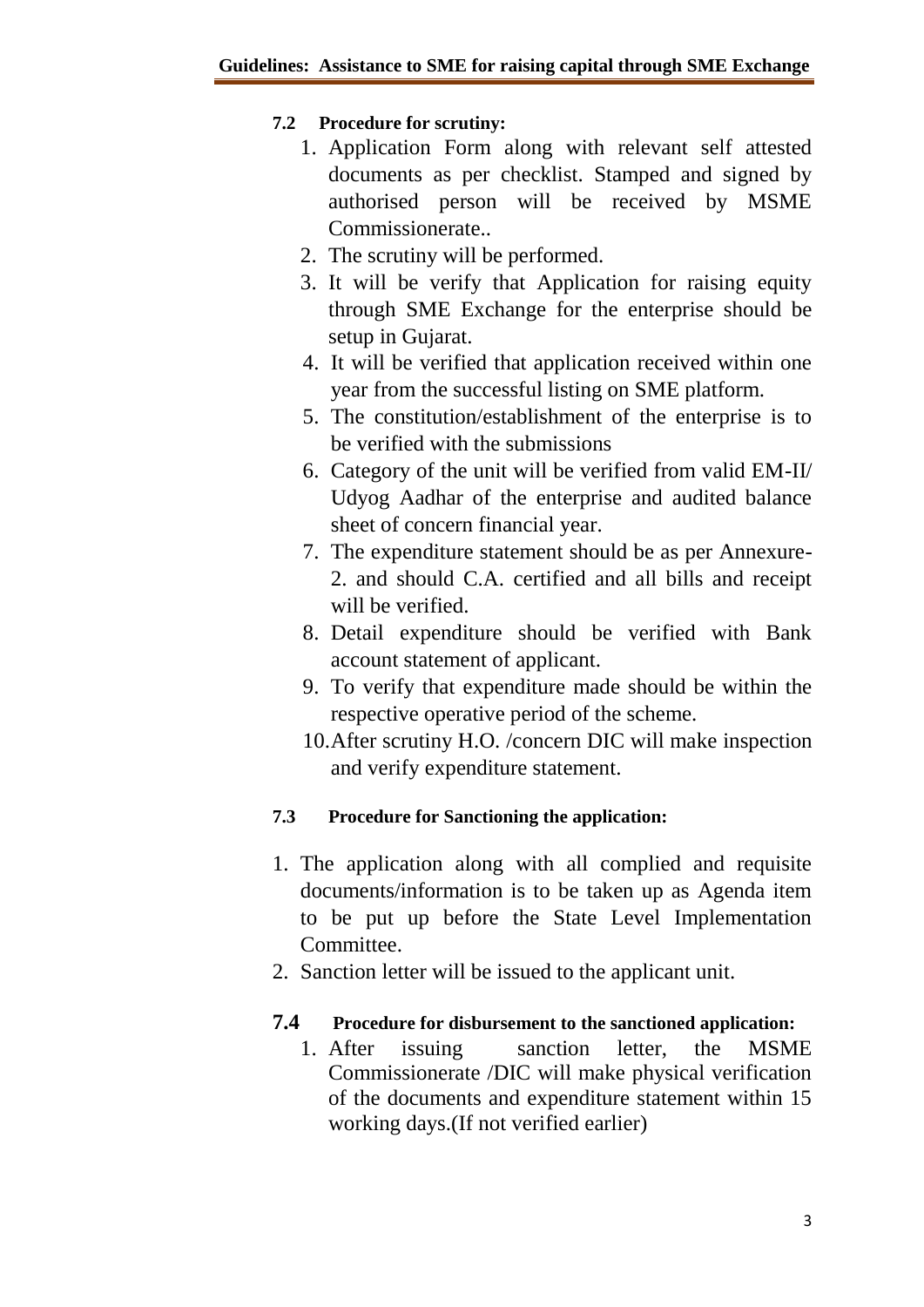### 7.2 Procedure for scrutiny:

1. Application Form along with relevant self attested documents as per checklist. Stamped and signed by authorised person will be received by MSME Commissionerate..
2. The scrutiny will be performed.
3. It will be verify that Application for raising equity through SME Exchange for the enterprise should be setup in Gujarat.
4. It will be verified that application received within one year from the successful listing on SME platform.
5. The constitution/establishment of the enterprise is to be verified with the submissions
6. Category of the unit will be verified from valid EM-II/ Udyog Aadhar of the enterprise and audited balance sheet of concern financial year.
7. The expenditure statement should be as per Annexure-2. and should C.A. certified and all bills and receipt will be verified.
8. Detail expenditure should be verified with Bank account statement of applicant.
9. To verify that expenditure made should be within the respective operative period of the scheme.
10. After scrutiny H.O. /concern DIC will make inspection and verify expenditure statement.

### 7.3 Procedure for Sanctioning the application:

1. The application along with all complied and requisite documents/information is to be taken up as Agenda item to be put up before the State Level Implementation Committee.
2. Sanction letter will be issued to the applicant unit.

### 7.4 Procedure for disbursement to the sanctioned application:

1. After issuing sanction letter, the MSME Commissionerate /DIC will make physical verification of the documents and expenditure statement within 15 working days.(If not verified earlier)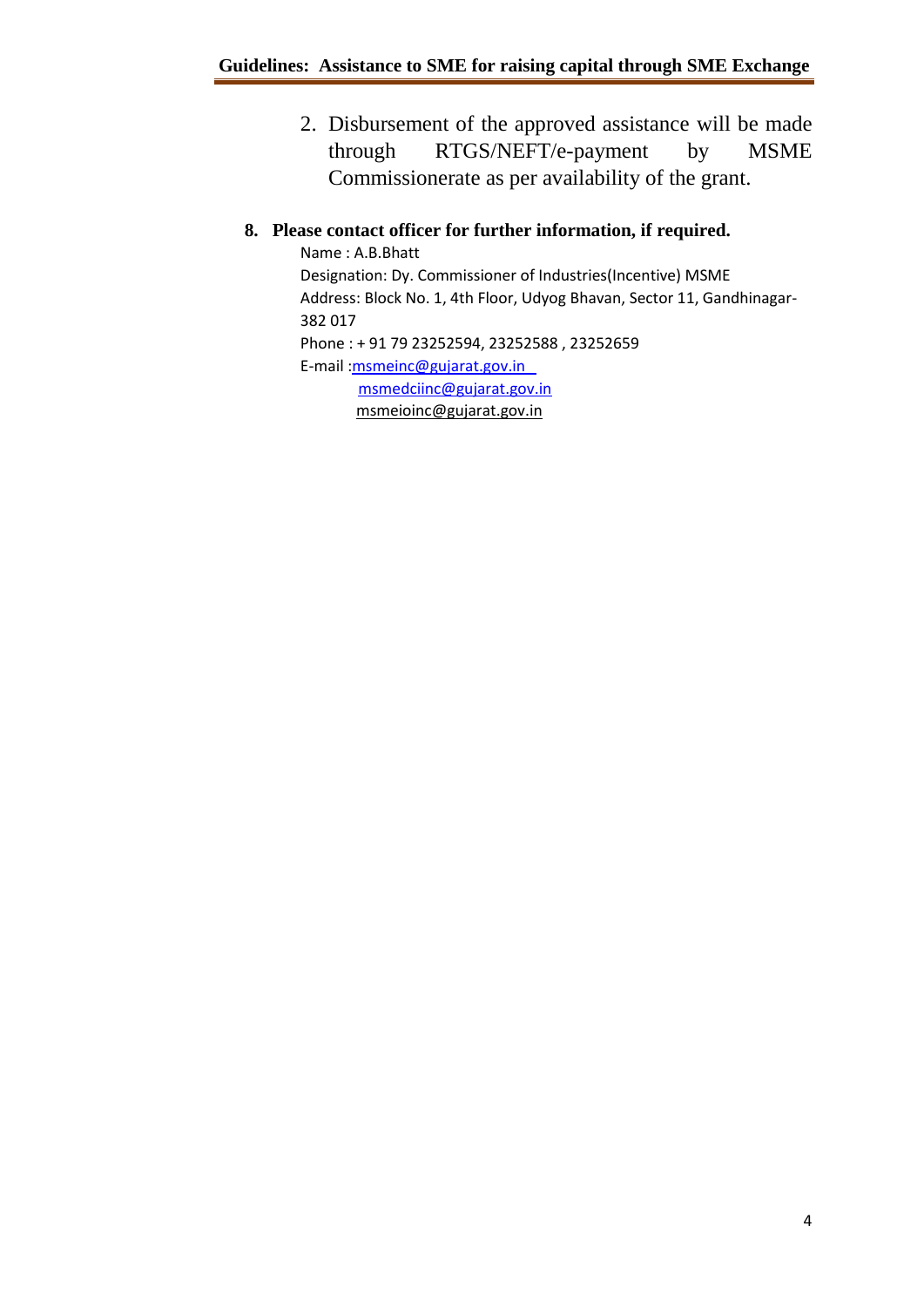2. Disbursement of the approved assistance will be made through RTGS/NEFT/e-payment by MSME Commissionerate as per availability of the grant.

**8. Please contact officer for further information, if required.**

Name : A.B.Bhatt

Designation: Dy. Commissioner of Industries(Incentive) MSME

Address: Block No. 1, 4th Floor, Udyog Bhavan, Sector 11, Gandhinagar-382 017

Phone : + 91 79 23252594, 23252588 , 23252659

E-mail :msmeinc@gujarat.gov.in
msmedciinc@gujarat.gov.in
msmeioinc@gujarat.gov.in